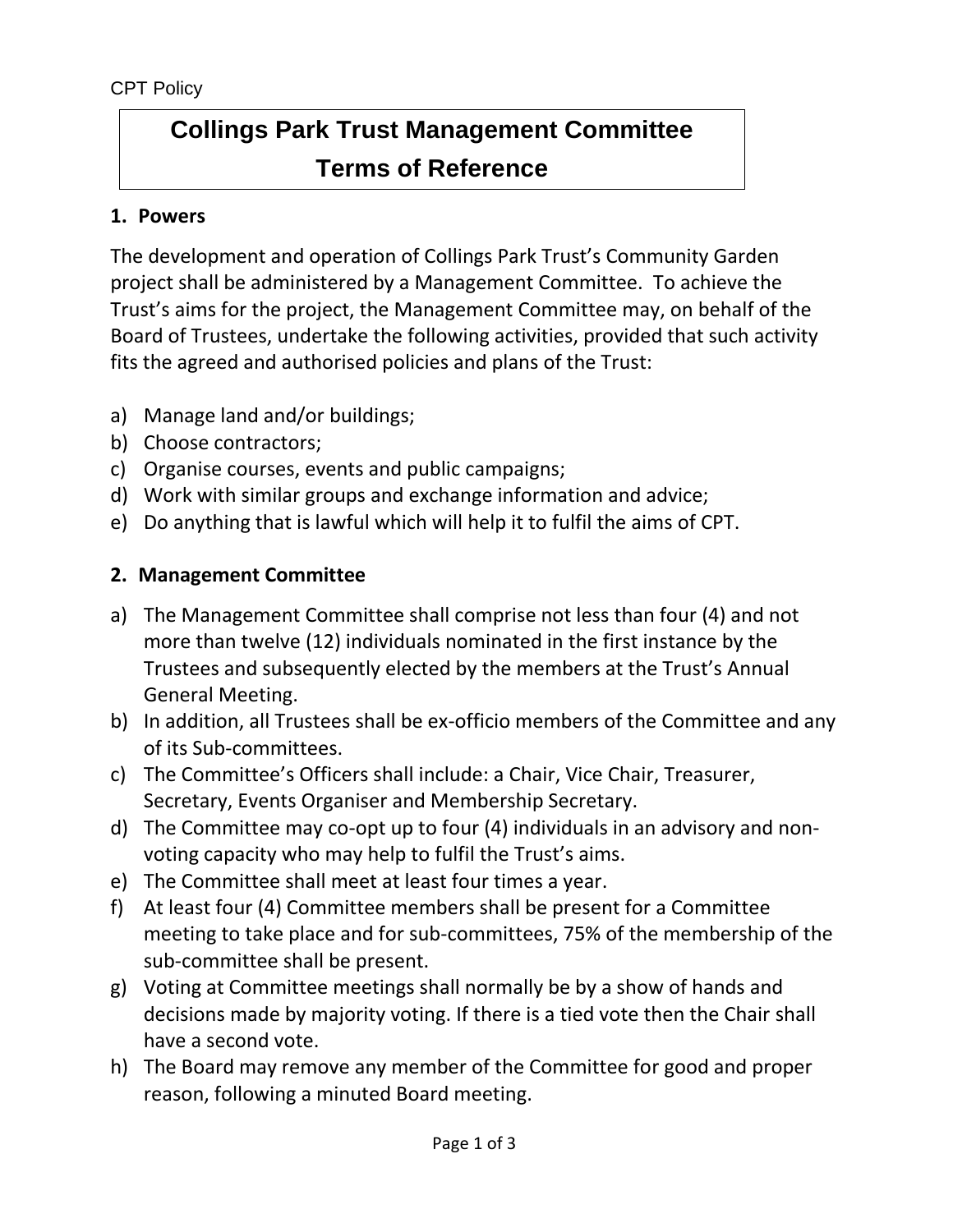CPT Policy

# Collings Park Trust Management Committee Terms of Reference

## 1. Powers

The development and operation of Collings Park Trust's Community Garden project shall be administered by a Management Committee. To achieve the Trust's aims for the project, the Management Committee may, on behalf of the Board of Trustees, undertake the following activities, provided that such activity fits the agreed and authorised policies and plans of the Trust:

a) Manage land and/or buildings;
b) Choose contractors;
c) Organise courses, events and public campaigns;
d) Work with similar groups and exchange information and advice;
e) Do anything that is lawful which will help it to fulfil the aims of CPT.

## 2. Management Committee

a) The Management Committee shall comprise not less than four (4) and not more than twelve (12) individuals nominated in the first instance by the Trustees and subsequently elected by the members at the Trust's Annual General Meeting.
b) In addition, all Trustees shall be ex-officio members of the Committee and any of its Sub-committees.
c) The Committee's Officers shall include: a Chair, Vice Chair, Treasurer, Secretary, Events Organiser and Membership Secretary.
d) The Committee may co-opt up to four (4) individuals in an advisory and non-voting capacity who may help to fulfil the Trust's aims.
e) The Committee shall meet at least four times a year.
f) At least four (4) Committee members shall be present for a Committee meeting to take place and for sub-committees, 75% of the membership of the sub-committee shall be present.
g) Voting at Committee meetings shall normally be by a show of hands and decisions made by majority voting. If there is a tied vote then the Chair shall have a second vote.
h) The Board may remove any member of the Committee for good and proper reason, following a minuted Board meeting.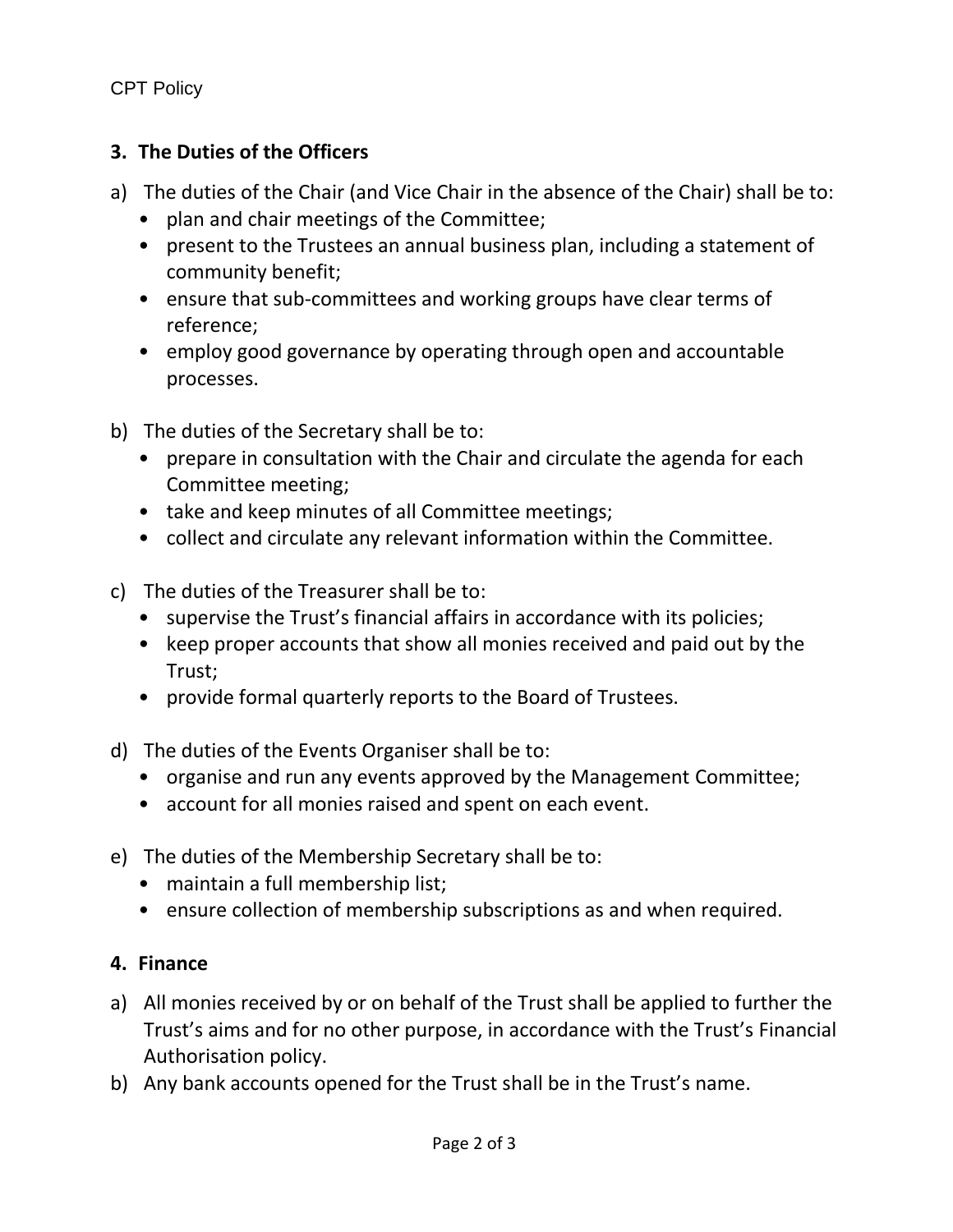## 3. The Duties of the Officers

a) The duties of the Chair (and Vice Chair in the absence of the Chair) shall be to:
   - plan and chair meetings of the Committee;
   - present to the Trustees an annual business plan, including a statement of community benefit;
   - ensure that sub-committees and working groups have clear terms of reference;
   - employ good governance by operating through open and accountable processes.

b) The duties of the Secretary shall be to:
   - prepare in consultation with the Chair and circulate the agenda for each Committee meeting;
   - take and keep minutes of all Committee meetings;
   - collect and circulate any relevant information within the Committee.

c) The duties of the Treasurer shall be to:
   - supervise the Trust's financial affairs in accordance with its policies;
   - keep proper accounts that show all monies received and paid out by the Trust;
   - provide formal quarterly reports to the Board of Trustees.

d) The duties of the Events Organiser shall be to:
   - organise and run any events approved by the Management Committee;
   - account for all monies raised and spent on each event.

e) The duties of the Membership Secretary shall be to:
   - maintain a full membership list;
   - ensure collection of membership subscriptions as and when required.

## 4. Finance

a) All monies received by or on behalf of the Trust shall be applied to further the Trust's aims and for no other purpose, in accordance with the Trust's Financial Authorisation policy.

b) Any bank accounts opened for the Trust shall be in the Trust's name.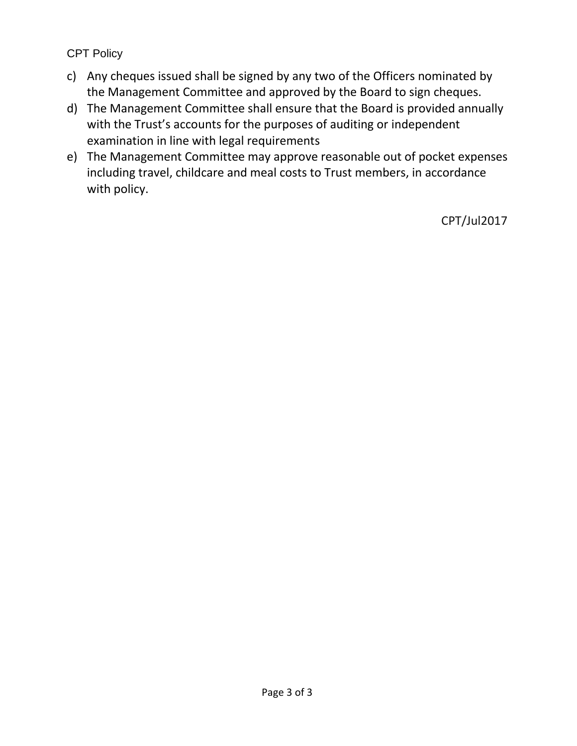c) Any cheques issued shall be signed by any two of the Officers nominated by the Management Committee and approved by the Board to sign cheques.
d) The Management Committee shall ensure that the Board is provided annually with the Trust's accounts for the purposes of auditing or independent examination in line with legal requirements
e) The Management Committee may approve reasonable out of pocket expenses including travel, childcare and meal costs to Trust members, in accordance with policy.

CPT/Jul2017